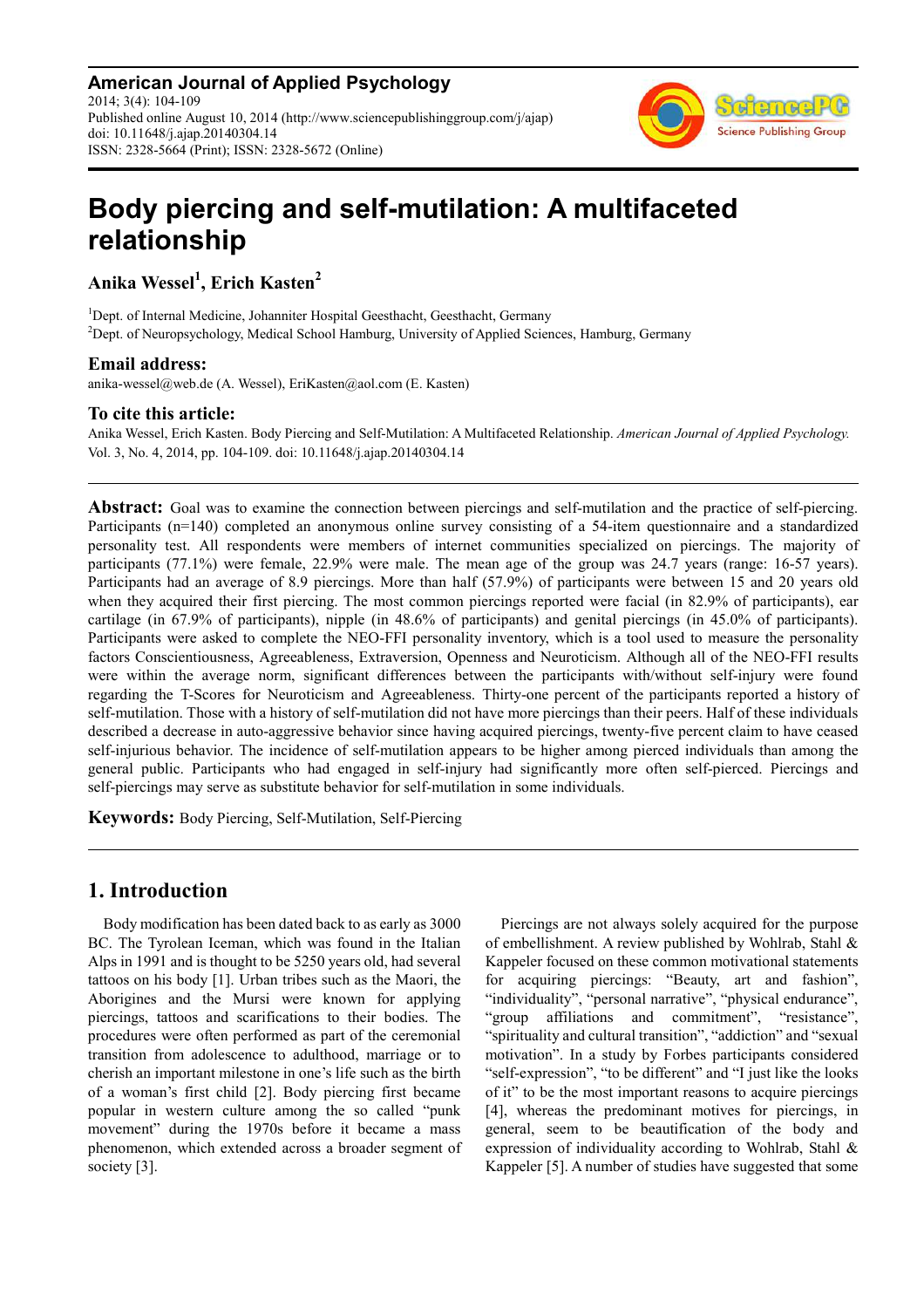**American Journal of Applied Psychology**
2014; 3(4): 104-109
Published online August 10, 2014 (http://www.sciencepublishinggroup.com/j/ajap)
doi: 10.11648/j.ajap.20140304.14
ISSN: 2328-5664 (Print); ISSN: 2328-5672 (Online)

# Body piercing and self-mutilation: A multifaceted relationship

**Anika Wessel[1], Erich Kasten[2]**

[1]Dept. of Internal Medicine, Johanniter Hospital Geesthacht, Geesthacht, Germany
[2]Dept. of Neuropsychology, Medical School Hamburg, University of Applied Sciences, Hamburg, Germany

## Email address:

anika-wessel@web.de (A. Wessel), EriKasten@aol.com (E. Kasten)

## To cite this article:

Anika Wessel, Erich Kasten. Body Piercing and Self-Mutilation: A Multifaceted Relationship. *American Journal of Applied Psychology.* Vol. 3, No. 4, 2014, pp. 104-109. doi: 10.11648/j.ajap.20140304.14

---

**Abstract:** Goal was to examine the connection between piercings and self-mutilation and the practice of self-piercing. Participants (n=140) completed an anonymous online survey consisting of a 54-item questionnaire and a standardized personality test. All respondents were members of internet communities specialized on piercings. The majority of participants (77.1%) were female, 22.9% were male. The mean age of the group was 24.7 years (range: 16-57 years). Participants had an average of 8.9 piercings. More than half (57.9%) of participants were between 15 and 20 years old when they acquired their first piercing. The most common piercings reported were facial (in 82.9% of participants), ear cartilage (in 67.9% of participants), nipple (in 48.6% of participants) and genital piercings (in 45.0% of participants). Participants were asked to complete the NEO-FFI personality inventory, which is a tool used to measure the personality factors Conscientiousness, Agreeableness, Extraversion, Openness and Neuroticism. Although all of the NEO-FFI results were within the average norm, significant differences between the participants with/without self-injury were found regarding the T-Scores for Neuroticism and Agreeableness. Thirty-one percent of the participants reported a history of self-mutilation. Those with a history of self-mutilation did not have more piercings than their peers. Half of these individuals described a decrease in auto-aggressive behavior since having acquired piercings, twenty-five percent claim to have ceased self-injurious behavior. The incidence of self-mutilation appears to be higher among pierced individuals than among the general public. Participants who had engaged in self-injury had significantly more often self-pierced. Piercings and self-piercings may serve as substitute behavior for self-mutilation in some individuals.

**Keywords:** Body Piercing, Self-Mutilation, Self-Piercing

---

## 1. Introduction

Body modification has been dated back to as early as 3000 BC. The Tyrolean Iceman, which was found in the Italian Alps in 1991 and is thought to be 5250 years old, had several tattoos on his body [1]. Urban tribes such as the Maori, the Aborigines and the Mursi were known for applying piercings, tattoos and scarifications to their bodies. The procedures were often performed as part of the ceremonial transition from adolescence to adulthood, marriage or to cherish an important milestone in one's life such as the birth of a woman's first child [2]. Body piercing first became popular in western culture among the so called "punk movement" during the 1970s before it became a mass phenomenon, which extended across a broader segment of society [3].

Piercings are not always solely acquired for the purpose of embellishment. A review published by Wohlrab, Stahl & Kappeler focused on these common motivational statements for acquiring piercings: "Beauty, art and fashion", "individuality", "personal narrative", "physical endurance", "group affiliations and commitment", "resistance", "spirituality and cultural transition", "addiction" and "sexual motivation". In a study by Forbes participants considered "self-expression", "to be different" and "I just like the looks of it" to be the most important reasons to acquire piercings [4], whereas the predominant motives for piercings, in general, seem to be beautification of the body and expression of individuality according to Wohlrab, Stahl & Kappeler [5]. A number of studies have suggested that some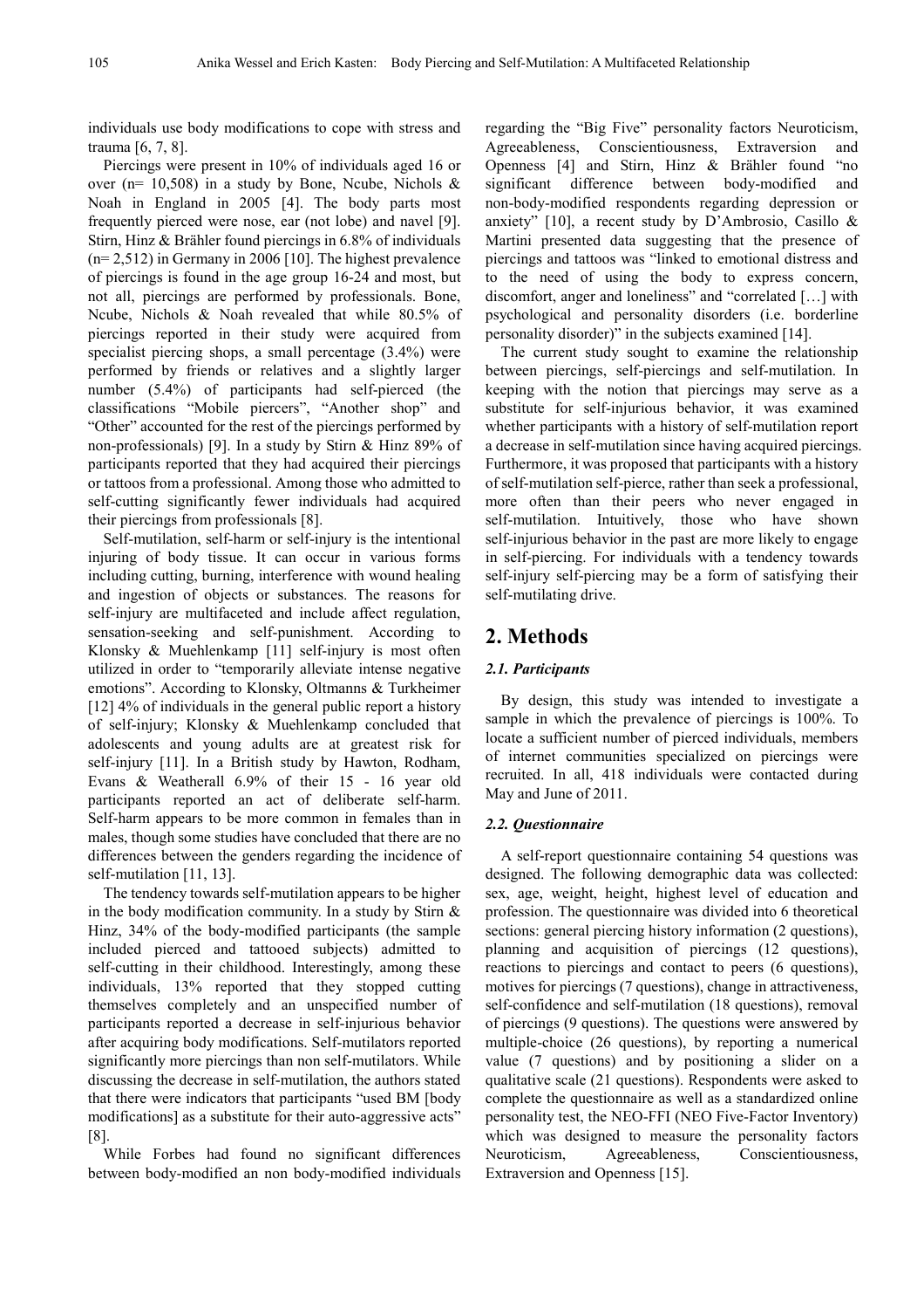individuals use body modifications to cope with stress and trauma [6, 7, 8].

Piercings were present in 10% of individuals aged 16 or over (n= 10,508) in a study by Bone, Ncube, Nichols & Noah in England in 2005 [4]. The body parts most frequently pierced were nose, ear (not lobe) and navel [9]. Stirn, Hinz & Brähler found piercings in 6.8% of individuals (n= 2,512) in Germany in 2006 [10]. The highest prevalence of piercings is found in the age group 16-24 and most, but not all, piercings are performed by professionals. Bone, Ncube, Nichols & Noah revealed that while 80.5% of piercings reported in their study were acquired from specialist piercing shops, a small percentage (3.4%) were performed by friends or relatives and a slightly larger number (5.4%) of participants had self-pierced (the classifications "Mobile piercers", "Another shop" and "Other" accounted for the rest of the piercings performed by non-professionals) [9]. In a study by Stirn & Hinz 89% of participants reported that they had acquired their piercings or tattoos from a professional. Among those who admitted to self-cutting significantly fewer individuals had acquired their piercings from professionals [8].

Self-mutilation, self-harm or self-injury is the intentional injuring of body tissue. It can occur in various forms including cutting, burning, interference with wound healing and ingestion of objects or substances. The reasons for self-injury are multifaceted and include affect regulation, sensation-seeking and self-punishment. According to Klonsky & Muehlenkamp [11] self-injury is most often utilized in order to "temporarily alleviate intense negative emotions". According to Klonsky, Oltmanns & Turkheimer [12] 4% of individuals in the general public report a history of self-injury; Klonsky & Muehlenkamp concluded that adolescents and young adults are at greatest risk for self-injury [11]. In a British study by Hawton, Rodham, Evans & Weatherall 6.9% of their 15 - 16 year old participants reported an act of deliberate self-harm. Self-harm appears to be more common in females than in males, though some studies have concluded that there are no differences between the genders regarding the incidence of self-mutilation [11, 13].

The tendency towards self-mutilation appears to be higher in the body modification community. In a study by Stirn & Hinz, 34% of the body-modified participants (the sample included pierced and tattooed subjects) admitted to self-cutting in their childhood. Interestingly, among these individuals, 13% reported that they stopped cutting themselves completely and an unspecified number of participants reported a decrease in self-injurious behavior after acquiring body modifications. Self-mutilators reported significantly more piercings than non self-mutilators. While discussing the decrease in self-mutilation, the authors stated that there were indicators that participants "used BM [body modifications] as a substitute for their auto-aggressive acts" [8].

While Forbes had found no significant differences between body-modified an non body-modified individuals regarding the "Big Five" personality factors Neuroticism, Agreeableness, Conscientiousness, Extraversion and Openness [4] and Stirn, Hinz & Brähler found "no significant difference between body-modified and non-body-modified respondents regarding depression or anxiety" [10], a recent study by D'Ambrosio, Casillo & Martini presented data suggesting that the presence of piercings and tattoos was "linked to emotional distress and to the need of using the body to express concern, discomfort, anger and loneliness" and "correlated […] with psychological and personality disorders (i.e. borderline personality disorder)" in the subjects examined [14].

The current study sought to examine the relationship between piercings, self-piercings and self-mutilation. In keeping with the notion that piercings may serve as a substitute for self-injurious behavior, it was examined whether participants with a history of self-mutilation report a decrease in self-mutilation since having acquired piercings. Furthermore, it was proposed that participants with a history of self-mutilation self-pierce, rather than seek a professional, more often than their peers who never engaged in self-mutilation. Intuitively, those who have shown self-injurious behavior in the past are more likely to engage in self-piercing. For individuals with a tendency towards self-injury self-piercing may be a form of satisfying their self-mutilating drive.

## 2. Methods

### 2.1. Participants

By design, this study was intended to investigate a sample in which the prevalence of piercings is 100%. To locate a sufficient number of pierced individuals, members of internet communities specialized on piercings were recruited. In all, 418 individuals were contacted during May and June of 2011.

### 2.2. Questionnaire

A self-report questionnaire containing 54 questions was designed. The following demographic data was collected: sex, age, weight, height, highest level of education and profession. The questionnaire was divided into 6 theoretical sections: general piercing history information (2 questions), planning and acquisition of piercings (12 questions), reactions to piercings and contact to peers (6 questions), motives for piercings (7 questions), change in attractiveness, self-confidence and self-mutilation (18 questions), removal of piercings (9 questions). The questions were answered by multiple-choice (26 questions), by reporting a numerical value (7 questions) and by positioning a slider on a qualitative scale (21 questions). Respondents were asked to complete the questionnaire as well as a standardized online personality test, the NEO-FFI (NEO Five-Factor Inventory) which was designed to measure the personality factors Neuroticism, Agreeableness, Conscientiousness, Extraversion and Openness [15].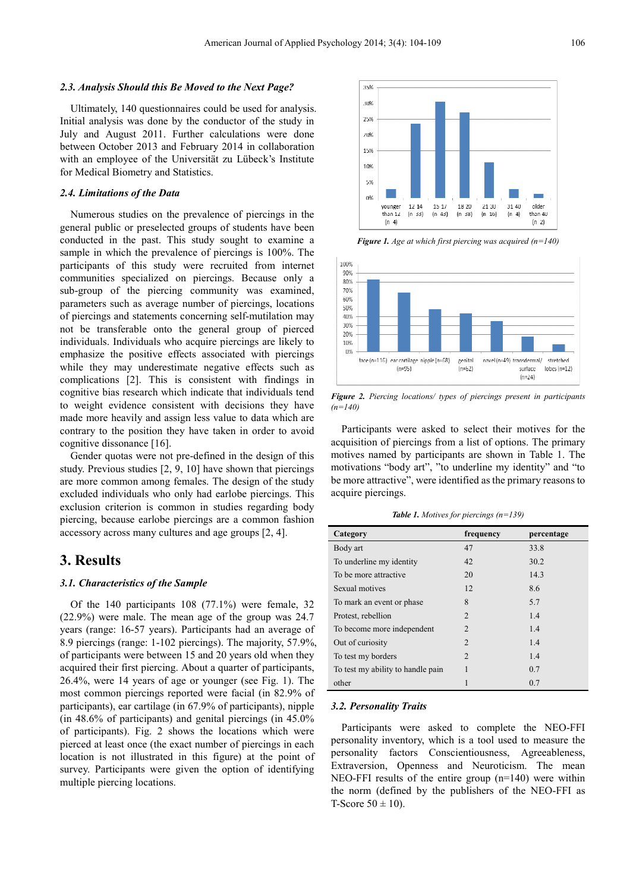### 2.3. Analysis Should this Be Moved to the Next Page?

Ultimately, 140 questionnaires could be used for analysis. Initial analysis was done by the conductor of the study in July and August 2011. Further calculations were done between October 2013 and February 2014 in collaboration with an employee of the Universität zu Lübeck's Institute for Medical Biometry and Statistics.

### 2.4. Limitations of the Data

Numerous studies on the prevalence of piercings in the general public or preselected groups of students have been conducted in the past. This study sought to examine a sample in which the prevalence of piercings is 100%. The participants of this study were recruited from internet communities specialized on piercings. Because only a sub-group of the piercing community was examined, parameters such as average number of piercings, locations of piercings and statements concerning self-mutilation may not be transferable onto the general group of pierced individuals. Individuals who acquire piercings are likely to emphasize the positive effects associated with piercings while they may underestimate negative effects such as complications [2]. This is consistent with findings in cognitive bias research which indicate that individuals tend to weight evidence consistent with decisions they have made more heavily and assign less value to data which are contrary to the position they have taken in order to avoid cognitive dissonance [16].

Gender quotas were not pre-defined in the design of this study. Previous studies [2, 9, 10] have shown that piercings are more common among females. The design of the study excluded individuals who only had earlobe piercings. This exclusion criterion is common in studies regarding body piercing, because earlobe piercings are a common fashion accessory across many cultures and age groups [2, 4].

## 3. Results

### 3.1. Characteristics of the Sample

Of the 140 participants 108 (77.1%) were female, 32 (22.9%) were male. The mean age of the group was 24.7 years (range: 16-57 years). Participants had an average of 8.9 piercings (range: 1-102 piercings). The majority, 57.9%, of participants were between 15 and 20 years old when they acquired their first piercing. About a quarter of participants, 26.4%, were 14 years of age or younger (see Fig. 1). The most common piercings reported were facial (in 82.9% of participants), ear cartilage (in 67.9% of participants), nipple (in 48.6% of participants) and genital piercings (in 45.0% of participants). Fig. 2 shows the locations which were pierced at least once (the exact number of piercings in each location is not illustrated in this figure) at the point of survey. Participants were given the option of identifying multiple piercing locations.

*Figure 1. Age at which first piercing was acquired (n=140)*

*Figure 2. Piercing locations/ types of piercings present in participants (n=140)*

Participants were asked to select their motives for the acquisition of piercings from a list of options. The primary motives named by participants are shown in Table 1. The motivations "body art", "to underline my identity" and "to be more attractive", were identified as the primary reasons to acquire piercings.

*Table 1. Motives for piercings (n=139)*

| Category | frequency | percentage |
|---|---|---|
| Body art | 47 | 33.8 |
| To underline my identity | 42 | 30.2 |
| To be more attractive | 20 | 14.3 |
| Sexual motives | 12 | 8.6 |
| To mark an event or phase | 8 | 5.7 |
| Protest, rebellion | 2 | 1.4 |
| To become more independent | 2 | 1.4 |
| Out of curiosity | 2 | 1.4 |
| To test my borders | 2 | 1.4 |
| To test my ability to handle pain | 1 | 0.7 |
| other | 1 | 0.7 |

### 3.2. Personality Traits

Participants were asked to complete the NEO-FFI personality inventory, which is a tool used to measure the personality factors Conscientiousness, Agreeableness, Extraversion, Openness and Neuroticism. The mean NEO-FFI results of the entire group (n=140) were within the norm (defined by the publishers of the NEO-FFI as T-Score 50 ± 10).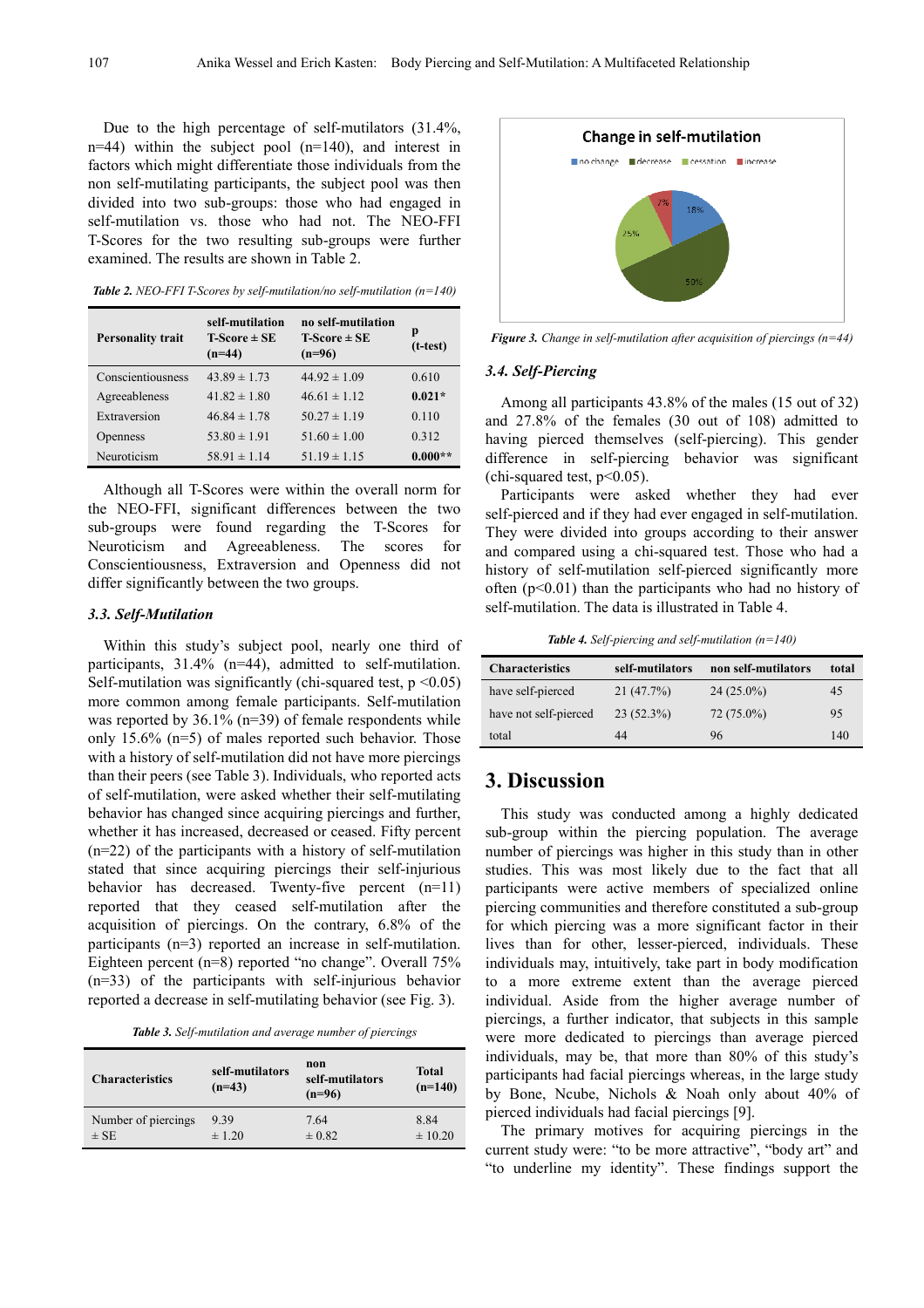Due to the high percentage of self-mutilators (31.4%, n=44) within the subject pool (n=140), and interest in factors which might differentiate those individuals from the non self-mutilating participants, the subject pool was then divided into two sub-groups: those who had engaged in self-mutilation vs. those who had not. The NEO-FFI T-Scores for the two resulting sub-groups were further examined. The results are shown in Table 2.

***Table 2.*** *NEO-FFI T-Scores by self-mutilation/no self-mutilation (n=140)*

| Personality trait | self-mutilation T-Score ± SE (n=44) | no self-mutilation T-Score ± SE (n=96) | p (t-test) |
|---|---|---|---|
| Conscientiousness | 43.89 ± 1.73 | 44.92 ± 1.09 | 0.610 |
| Agreeableness | 41.82 ± 1.80 | 46.61 ± 1.12 | **0.021*** |
| Extraversion | 46.84 ± 1.78 | 50.27 ± 1.19 | 0.110 |
| Openness | 53.80 ± 1.91 | 51.60 ± 1.00 | 0.312 |
| Neuroticism | 58.91 ± 1.14 | 51.19 ± 1.15 | **0.000**** |

Although all T-Scores were within the overall norm for the NEO-FFI, significant differences between the two sub-groups were found regarding the T-Scores for Neuroticism and Agreeableness. The scores for Conscientiousness, Extraversion and Openness did not differ significantly between the two groups.

### 3.3. Self-Mutilation

Within this study's subject pool, nearly one third of participants, 31.4% (n=44), admitted to self-mutilation. Self-mutilation was significantly (chi-squared test, $p < 0.05$) more common among female participants. Self-mutilation was reported by 36.1% (n=39) of female respondents while only 15.6% (n=5) of males reported such behavior. Those with a history of self-mutilation did not have more piercings than their peers (see Table 3). Individuals, who reported acts of self-mutilation, were asked whether their self-mutilating behavior has changed since acquiring piercings and further, whether it has increased, decreased or ceased. Fifty percent (n=22) of the participants with a history of self-mutilation stated that since acquiring piercings their self-injurious behavior has decreased. Twenty-five percent (n=11) reported that they ceased self-mutilation after the acquisition of piercings. On the contrary, 6.8% of the participants (n=3) reported an increase in self-mutilation. Eighteen percent (n=8) reported "no change". Overall 75% (n=33) of the participants with self-injurious behavior reported a decrease in self-mutilating behavior (see Fig. 3).

***Table 3.*** *Self-mutilation and average number of piercings*

| Characteristics | self-mutilators (n=43) | non self-mutilators (n=96) | Total (n=140) |
|---|---|---|---|
| Number of piercings ± SE | 9.39 ± 1.20 | 7.64 ± 0.82 | 8.84 ± 10.20 |

***Figure 3.*** *Change in self-mutilation after acquisition of piercings (n=44)*

### 3.4. Self-Piercing

Among all participants 43.8% of the males (15 out of 32) and 27.8% of the females (30 out of 108) admitted to having pierced themselves (self-piercing). This gender difference in self-piercing behavior was significant (chi-squared test, $p<0.05$).

Participants were asked whether they had ever self-pierced and if they had ever engaged in self-mutilation. They were divided into groups according to their answer and compared using a chi-squared test. Those who had a history of self-mutilation self-pierced significantly more often ($p<0.01$) than the participants who had no history of self-mutilation. The data is illustrated in Table 4.

***Table 4.*** *Self-piercing and self-mutilation (n=140)*

| Characteristics | self-mutilators | non self-mutilators | total |
|---|---|---|---|
| have self-pierced | 21 (47.7%) | 24 (25.0%) | 45 |
| have not self-pierced | 23 (52.3%) | 72 (75.0%) | 95 |
| total | 44 | 96 | 140 |

## 3. Discussion

This study was conducted among a highly dedicated sub-group within the piercing population. The average number of piercings was higher in this study than in other studies. This was most likely due to the fact that all participants were active members of specialized online piercing communities and therefore constituted a sub-group for which piercing was a more significant factor in their lives than for other, lesser-pierced, individuals. These individuals may, intuitively, take part in body modification to a more extreme extent than the average pierced individual. Aside from the higher average number of piercings, a further indicator, that subjects in this sample were more dedicated to piercings than average pierced individuals, may be, that more than 80% of this study's participants had facial piercings whereas, in the large study by Bone, Ncube, Nichols & Noah only about 40% of pierced individuals had facial piercings [9].

The primary motives for acquiring piercings in the current study were: "to be more attractive", "body art" and "to underline my identity". These findings support the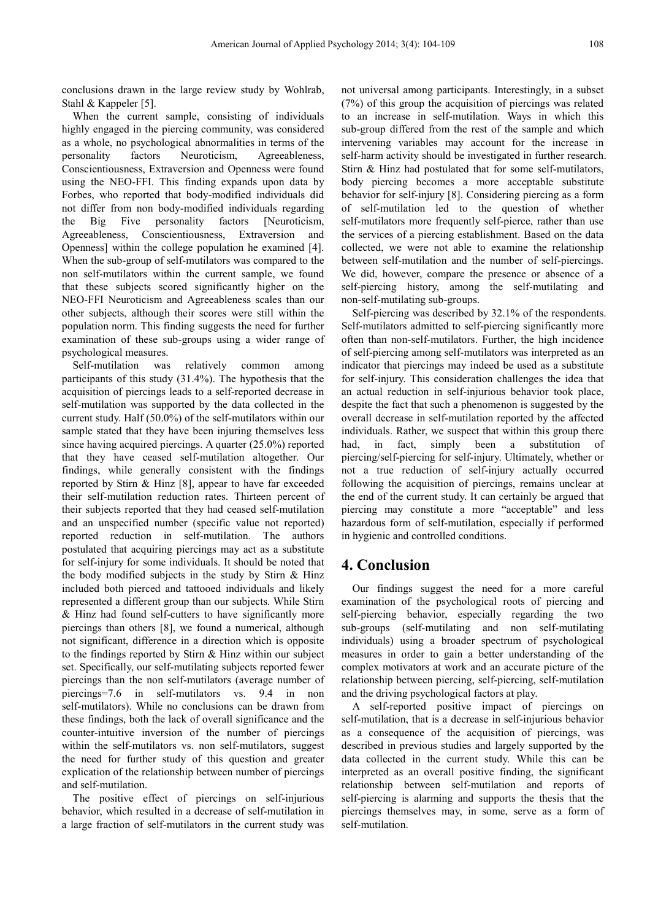conclusions drawn in the large review study by Wohlrab, Stahl & Kappeler [5].

When the current sample, consisting of individuals highly engaged in the piercing community, was considered as a whole, no psychological abnormalities in terms of the personality factors Neuroticism, Agreeableness, Conscientiousness, Extraversion and Openness were found using the NEO-FFI. This finding expands upon data by Forbes, who reported that body-modified individuals did not differ from non body-modified individuals regarding the Big Five personality factors [Neuroticism, Agreeableness, Conscientiousness, Extraversion and Openness] within the college population he examined [4]. When the sub-group of self-mutilators was compared to the non self-mutilators within the current sample, we found that these subjects scored significantly higher on the NEO-FFI Neuroticism and Agreeableness scales than our other subjects, although their scores were still within the population norm. This finding suggests the need for further examination of these sub-groups using a wider range of psychological measures.

Self-mutilation was relatively common among participants of this study (31.4%). The hypothesis that the acquisition of piercings leads to a self-reported decrease in self-mutilation was supported by the data collected in the current study. Half (50.0%) of the self-mutilators within our sample stated that they have been injuring themselves less since having acquired piercings. A quarter (25.0%) reported that they have ceased self-mutilation altogether. Our findings, while generally consistent with the findings reported by Stirn & Hinz [8], appear to have far exceeded their self-mutilation reduction rates. Thirteen percent of their subjects reported that they had ceased self-mutilation and an unspecified number (specific value not reported) reported reduction in self-mutilation. The authors postulated that acquiring piercings may act as a substitute for self-injury for some individuals. It should be noted that the body modified subjects in the study by Stirn & Hinz included both pierced and tattooed individuals and likely represented a different group than our subjects. While Stirn & Hinz had found self-cutters to have significantly more piercings than others [8], we found a numerical, although not significant, difference in a direction which is opposite to the findings reported by Stirn & Hinz within our subject set. Specifically, our self-mutilating subjects reported fewer piercings than the non self-mutilators (average number of piercings=7.6 in self-mutilators vs. 9.4 in non self-mutilators). While no conclusions can be drawn from these findings, both the lack of overall significance and the counter-intuitive inversion of the number of piercings within the self-mutilators vs. non self-mutilators, suggest the need for further study of this question and greater explication of the relationship between number of piercings and self-mutilation.

The positive effect of piercings on self-injurious behavior, which resulted in a decrease of self-mutilation in a large fraction of self-mutilators in the current study was not universal among participants. Interestingly, in a subset (7%) of this group the acquisition of piercings was related to an increase in self-mutilation. Ways in which this sub-group differed from the rest of the sample and which intervening variables may account for the increase in self-harm activity should be investigated in further research. Stirn & Hinz had postulated that for some self-mutilators, body piercing becomes a more acceptable substitute behavior for self-injury [8]. Considering piercing as a form of self-mutilation led to the question of whether self-mutilators more frequently self-pierce, rather than use the services of a piercing establishment. Based on the data collected, we were not able to examine the relationship between self-mutilation and the number of self-piercings. We did, however, compare the presence or absence of a self-piercing history, among the self-mutilating and non-self-mutilating sub-groups.

Self-piercing was described by 32.1% of the respondents. Self-mutilators admitted to self-piercing significantly more often than non-self-mutilators. Further, the high incidence of self-piercing among self-mutilators was interpreted as an indicator that piercings may indeed be used as a substitute for self-injury. This consideration challenges the idea that an actual reduction in self-injurious behavior took place, despite the fact that such a phenomenon is suggested by the overall decrease in self-mutilation reported by the affected individuals. Rather, we suspect that within this group there had, in fact, simply been a substitution of piercing/self-piercing for self-injury. Ultimately, whether or not a true reduction of self-injury actually occurred following the acquisition of piercings, remains unclear at the end of the current study. It can certainly be argued that piercing may constitute a more "acceptable" and less hazardous form of self-mutilation, especially if performed in hygienic and controlled conditions.

## 4. Conclusion

Our findings suggest the need for a more careful examination of the psychological roots of piercing and self-piercing behavior, especially regarding the two sub-groups (self-mutilating and non self-mutilating individuals) using a broader spectrum of psychological measures in order to gain a better understanding of the complex motivators at work and an accurate picture of the relationship between piercing, self-piercing, self-mutilation and the driving psychological factors at play.

A self-reported positive impact of piercings on self-mutilation, that is a decrease in self-injurious behavior as a consequence of the acquisition of piercings, was described in previous studies and largely supported by the data collected in the current study. While this can be interpreted as an overall positive finding, the significant relationship between self-mutilation and reports of self-piercing is alarming and supports the thesis that the piercings themselves may, in some, serve as a form of self-mutilation.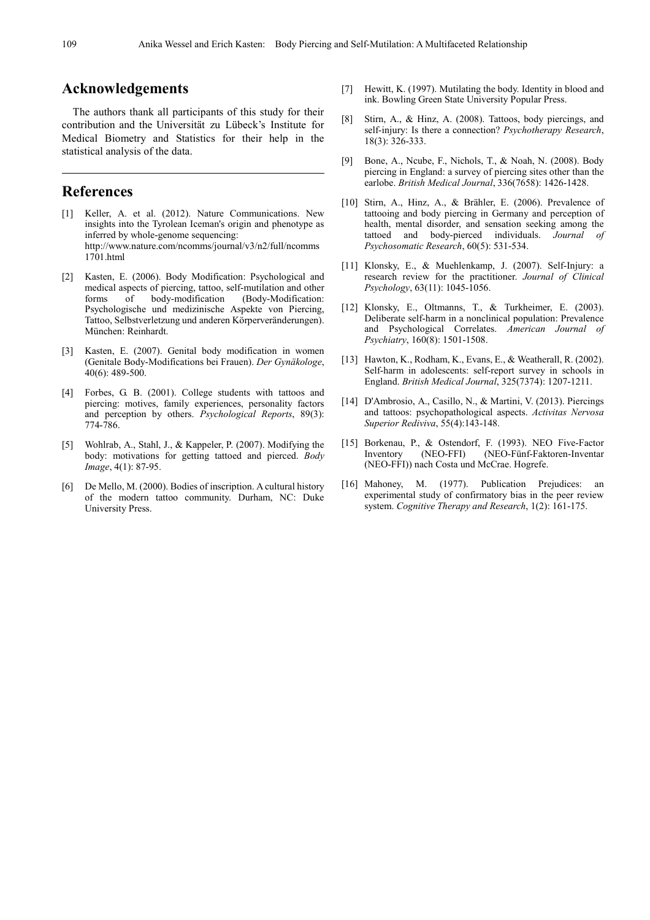## Acknowledgements

The authors thank all participants of this study for their contribution and the Universität zu Lübeck's Institute for Medical Biometry and Statistics for their help in the statistical analysis of the data.

## References

[1] Keller, A. et al. (2012). Nature Communications. New insights into the Tyrolean Iceman's origin and phenotype as inferred by whole-genome sequencing: http://www.nature.com/ncomms/journal/v3/n2/full/ncomms1701.html

[2] Kasten, E. (2006). Body Modification: Psychological and medical aspects of piercing, tattoo, self-mutilation and other forms of body-modification (Body-Modification: Psychologische und medizinische Aspekte von Piercing, Tattoo, Selbstverletzung und anderen Körperveränderungen). München: Reinhardt.

[3] Kasten, E. (2007). Genital body modification in women (Genitale Body-Modifications bei Frauen). *Der Gynäkologe*, 40(6): 489-500.

[4] Forbes, G. B. (2001). College students with tattoos and piercing: motives, family experiences, personality factors and perception by others. *Psychological Reports*, 89(3): 774-786.

[5] Wohlrab, A., Stahl, J., & Kappeler, P. (2007). Modifying the body: motivations for getting tattoed and pierced. *Body Image*, 4(1): 87-95.

[6] De Mello, M. (2000). Bodies of inscription. A cultural history of the modern tattoo community. Durham, NC: Duke University Press.

[7] Hewitt, K. (1997). Mutilating the body. Identity in blood and ink. Bowling Green State University Popular Press.

[8] Stirn, A., & Hinz, A. (2008). Tattoos, body piercings, and self-injury: Is there a connection? *Psychotherapy Research*, 18(3): 326-333.

[9] Bone, A., Ncube, F., Nichols, T., & Noah, N. (2008). Body piercing in England: a survey of piercing sites other than the earlobe. *British Medical Journal*, 336(7658): 1426-1428.

[10] Stirn, A., Hinz, A., & Brähler, E. (2006). Prevalence of tattooing and body piercing in Germany and perception of health, mental disorder, and sensation seeking among the tattoed and body-pierced individuals. *Journal of Psychosomatic Research*, 60(5): 531-534.

[11] Klonsky, E., & Muehlenkamp, J. (2007). Self-Injury: a research review for the practitioner. *Journal of Clinical Psychology*, 63(11): 1045-1056.

[12] Klonsky, E., Oltmanns, T., & Turkheimer, E. (2003). Deliberate self-harm in a nonclinical population: Prevalence and Psychological Correlates. *American Journal of Psychiatry*, 160(8): 1501-1508.

[13] Hawton, K., Rodham, K., Evans, E., & Weatherall, R. (2002). Self-harm in adolescents: self-report survey in schools in England. *British Medical Journal*, 325(7374): 1207-1211.

[14] D'Ambrosio, A., Casillo, N., & Martini, V. (2013). Piercings and tattoos: psychopathological aspects. *Activitas Nervosa Superior Rediviva*, 55(4):143-148.

[15] Borkenau, P., & Ostendorf, F. (1993). NEO Five-Factor Inventory (NEO-FFI) (NEO-Fünf-Faktoren-Inventar (NEO-FFI)) nach Costa und McCrae. Hogrefe.

[16] Mahoney, M. (1977). Publication Prejudices: an experimental study of confirmatory bias in the peer review system. *Cognitive Therapy and Research*, 1(2): 161-175.